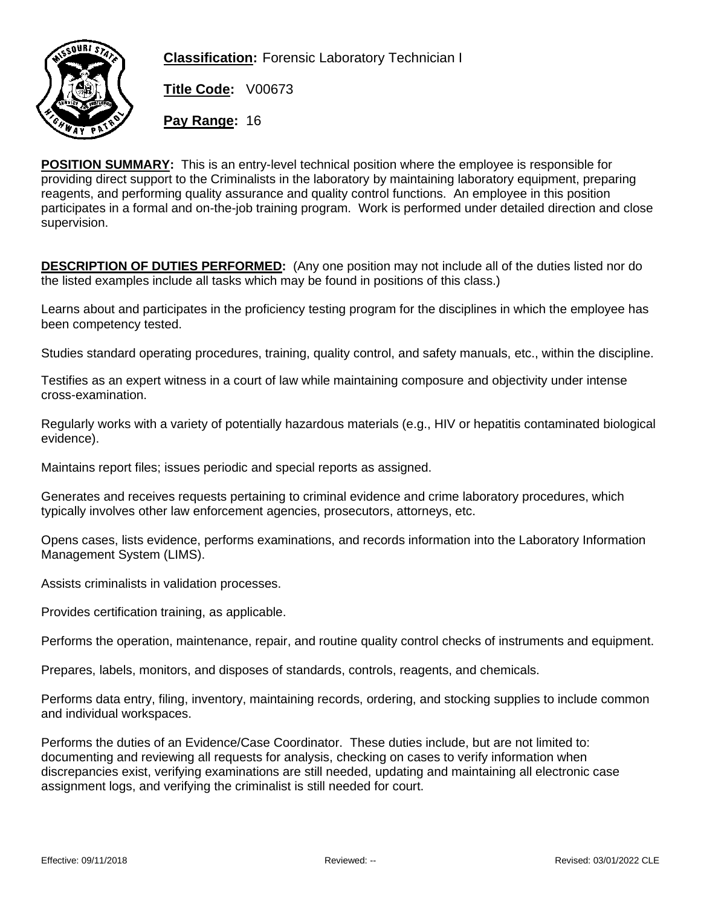**Classification:** Forensic Laboratory Technician I

**Title Code:** V00673

**Pay Range:** 16

**POSITION SUMMARY:** This is an entry-level technical position where the employee is responsible for providing direct support to the Criminalists in the laboratory by maintaining laboratory equipment, preparing reagents, and performing quality assurance and quality control functions. An employee in this position participates in a formal and on-the-job training program. Work is performed under detailed direction and close supervision.

**DESCRIPTION OF DUTIES PERFORMED:** (Any one position may not include all of the duties listed nor do the listed examples include all tasks which may be found in positions of this class.)

Learns about and participates in the proficiency testing program for the disciplines in which the employee has been competency tested.

Studies standard operating procedures, training, quality control, and safety manuals, etc., within the discipline.

Testifies as an expert witness in a court of law while maintaining composure and objectivity under intense cross-examination.

Regularly works with a variety of potentially hazardous materials (e.g., HIV or hepatitis contaminated biological evidence).

Maintains report files; issues periodic and special reports as assigned.

Generates and receives requests pertaining to criminal evidence and crime laboratory procedures, which typically involves other law enforcement agencies, prosecutors, attorneys, etc.

Opens cases, lists evidence, performs examinations, and records information into the Laboratory Information Management System (LIMS).

Assists criminalists in validation processes.

Provides certification training, as applicable.

Performs the operation, maintenance, repair, and routine quality control checks of instruments and equipment.

Prepares, labels, monitors, and disposes of standards, controls, reagents, and chemicals.

Performs data entry, filing, inventory, maintaining records, ordering, and stocking supplies to include common and individual workspaces.

Performs the duties of an Evidence/Case Coordinator. These duties include, but are not limited to: documenting and reviewing all requests for analysis, checking on cases to verify information when discrepancies exist, verifying examinations are still needed, updating and maintaining all electronic case assignment logs, and verifying the criminalist is still needed for court.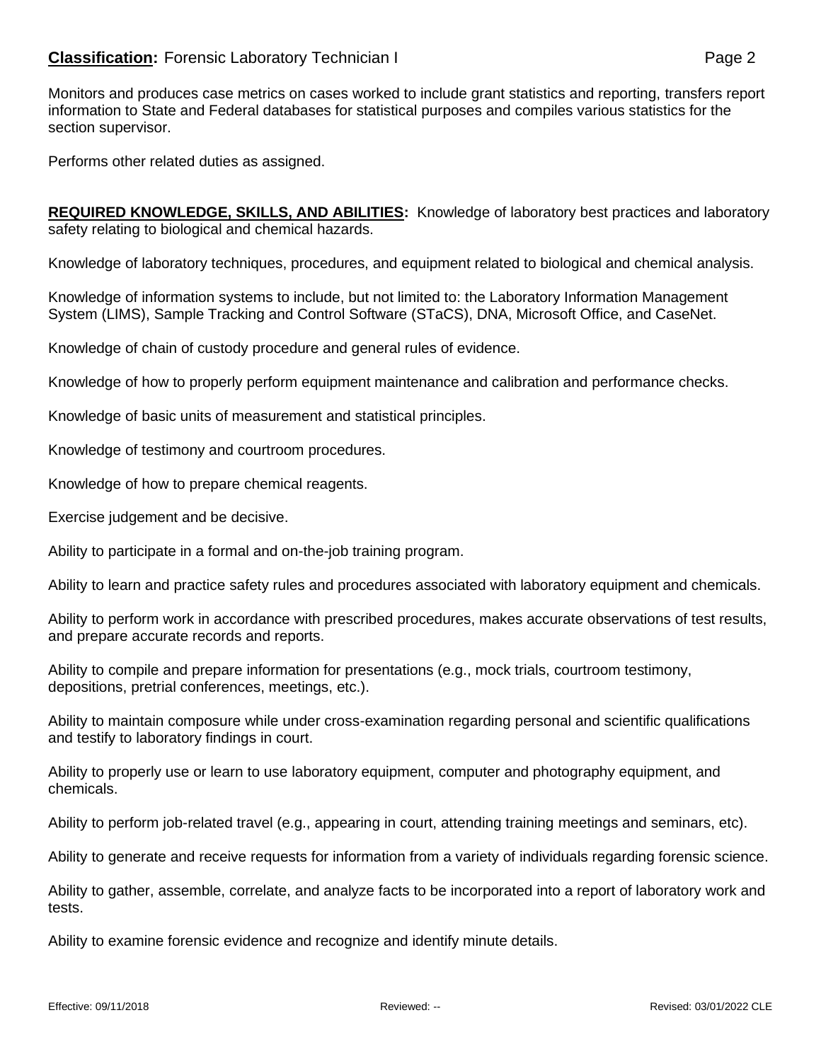Monitors and produces case metrics on cases worked to include grant statistics and reporting, transfers report information to State and Federal databases for statistical purposes and compiles various statistics for the section supervisor.

Performs other related duties as assigned.

**REQUIRED KNOWLEDGE, SKILLS, AND ABILITIES:** Knowledge of laboratory best practices and laboratory safety relating to biological and chemical hazards.

Knowledge of laboratory techniques, procedures, and equipment related to biological and chemical analysis.

Knowledge of information systems to include, but not limited to: the Laboratory Information Management System (LIMS), Sample Tracking and Control Software (STaCS), DNA, Microsoft Office, and CaseNet.

Knowledge of chain of custody procedure and general rules of evidence.

Knowledge of how to properly perform equipment maintenance and calibration and performance checks.

Knowledge of basic units of measurement and statistical principles.

Knowledge of testimony and courtroom procedures.

Knowledge of how to prepare chemical reagents.

Exercise judgement and be decisive.

Ability to participate in a formal and on-the-job training program.

Ability to learn and practice safety rules and procedures associated with laboratory equipment and chemicals.

Ability to perform work in accordance with prescribed procedures, makes accurate observations of test results, and prepare accurate records and reports.

Ability to compile and prepare information for presentations (e.g., mock trials, courtroom testimony, depositions, pretrial conferences, meetings, etc.).

Ability to maintain composure while under cross-examination regarding personal and scientific qualifications and testify to laboratory findings in court.

Ability to properly use or learn to use laboratory equipment, computer and photography equipment, and chemicals.

Ability to perform job-related travel (e.g., appearing in court, attending training meetings and seminars, etc).

Ability to generate and receive requests for information from a variety of individuals regarding forensic science.

Ability to gather, assemble, correlate, and analyze facts to be incorporated into a report of laboratory work and tests.

Ability to examine forensic evidence and recognize and identify minute details.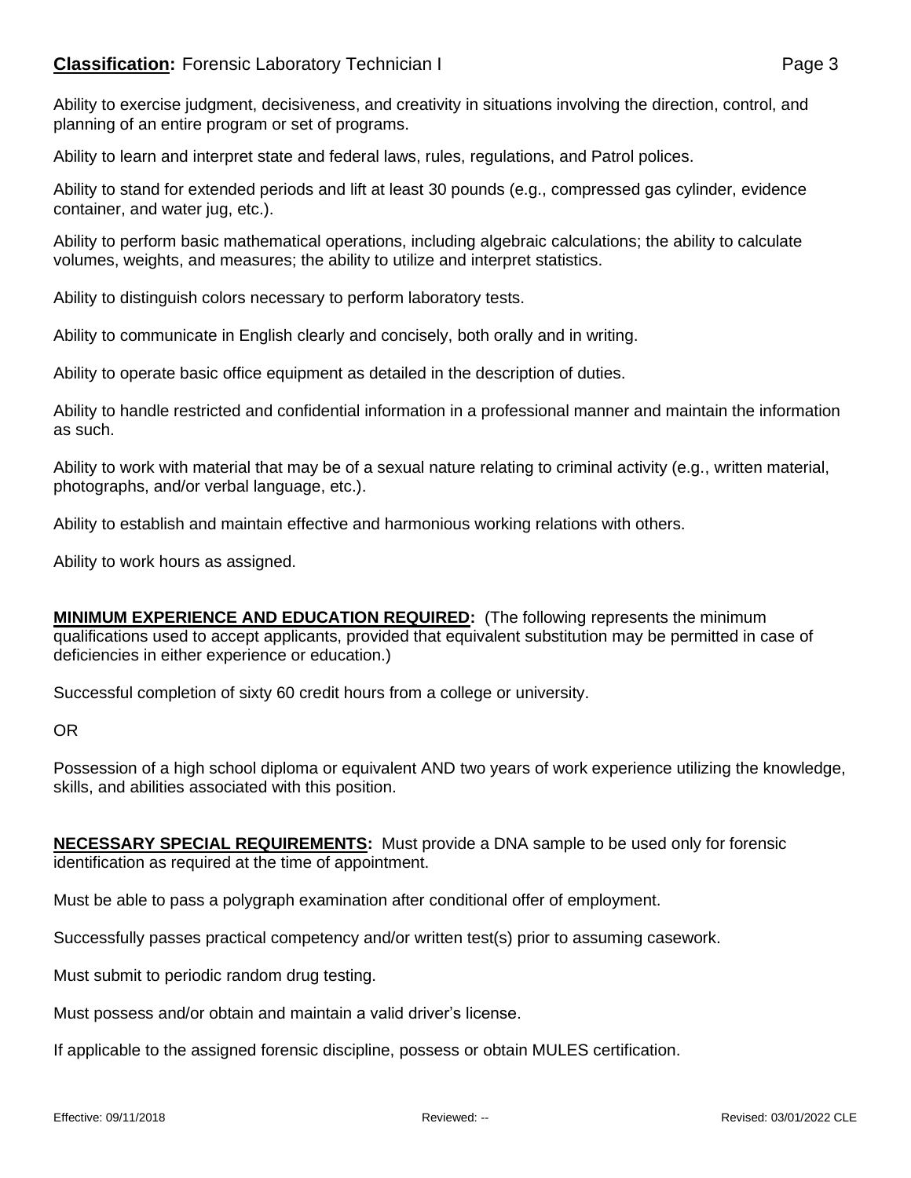Ability to exercise judgment, decisiveness, and creativity in situations involving the direction, control, and planning of an entire program or set of programs.

Ability to learn and interpret state and federal laws, rules, regulations, and Patrol polices.

Ability to stand for extended periods and lift at least 30 pounds (e.g., compressed gas cylinder, evidence container, and water jug, etc.).

Ability to perform basic mathematical operations, including algebraic calculations; the ability to calculate volumes, weights, and measures; the ability to utilize and interpret statistics.

Ability to distinguish colors necessary to perform laboratory tests.

Ability to communicate in English clearly and concisely, both orally and in writing.

Ability to operate basic office equipment as detailed in the description of duties.

Ability to handle restricted and confidential information in a professional manner and maintain the information as such.

Ability to work with material that may be of a sexual nature relating to criminal activity (e.g., written material, photographs, and/or verbal language, etc.).

Ability to establish and maintain effective and harmonious working relations with others.

Ability to work hours as assigned.

**MINIMUM EXPERIENCE AND EDUCATION REQUIRED:** (The following represents the minimum qualifications used to accept applicants, provided that equivalent substitution may be permitted in case of deficiencies in either experience or education.)

Successful completion of sixty 60 credit hours from a college or university.

OR

Possession of a high school diploma or equivalent AND two years of work experience utilizing the knowledge, skills, and abilities associated with this position.

**NECESSARY SPECIAL REQUIREMENTS:** Must provide a DNA sample to be used only for forensic identification as required at the time of appointment.

Must be able to pass a polygraph examination after conditional offer of employment.

Successfully passes practical competency and/or written test(s) prior to assuming casework.

Must submit to periodic random drug testing.

Must possess and/or obtain and maintain a valid driver's license.

If applicable to the assigned forensic discipline, possess or obtain MULES certification.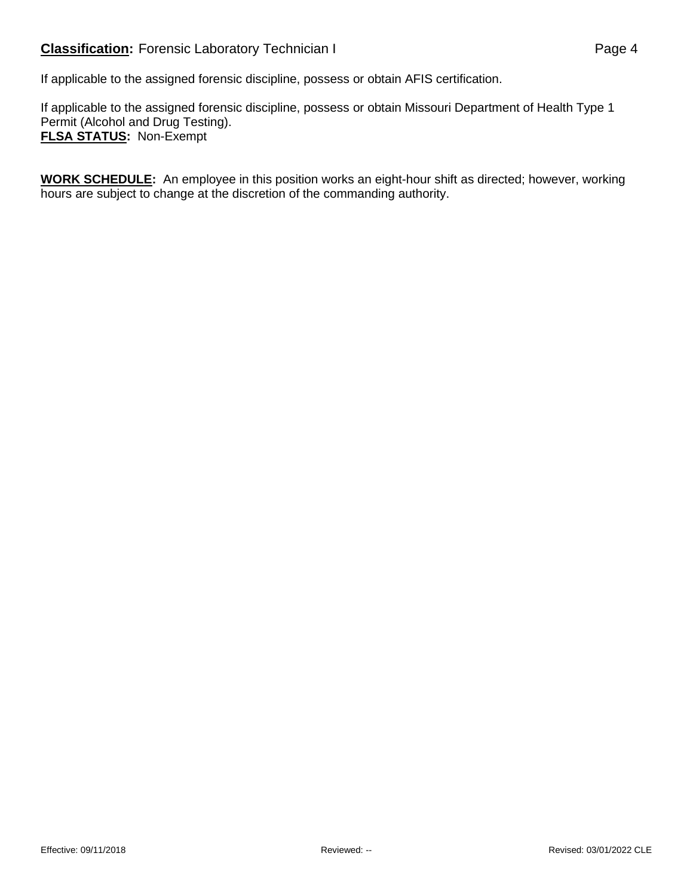If applicable to the assigned forensic discipline, possess or obtain AFIS certification.

If applicable to the assigned forensic discipline, possess or obtain Missouri Department of Health Type 1 Permit (Alcohol and Drug Testing).

**FLSA STATUS:** Non-Exempt

**WORK SCHEDULE:** An employee in this position works an eight-hour shift as directed; however, working hours are subject to change at the discretion of the commanding authority.